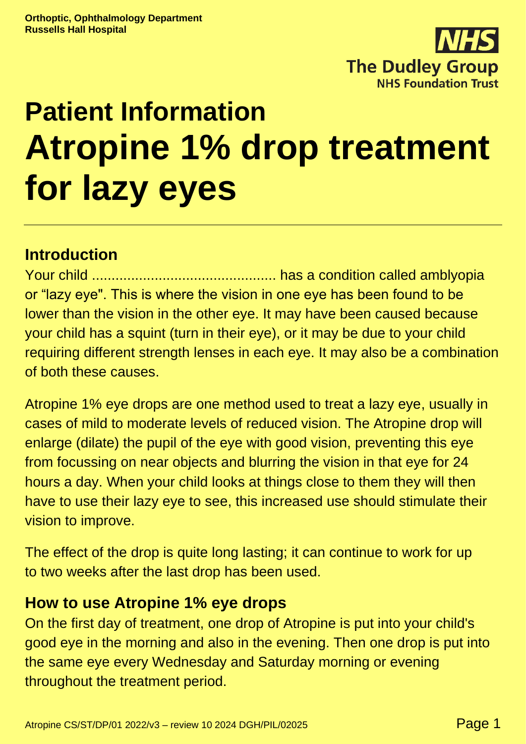Orthoptic, Ophthalmology Department
Russells Hall Hospital

The Dudley Group
NHS Foundation Trust

# Patient Information
# Atropine 1% drop treatment for lazy eyes

## Introduction

Your child .............................................. has a condition called amblyopia or "lazy eye". This is where the vision in one eye has been found to be lower than the vision in the other eye. It may have been caused because your child has a squint (turn in their eye), or it may be due to your child requiring different strength lenses in each eye. It may also be a combination of both these causes.

Atropine 1% eye drops are one method used to treat a lazy eye, usually in cases of mild to moderate levels of reduced vision. The Atropine drop will enlarge (dilate) the pupil of the eye with good vision, preventing this eye from focussing on near objects and blurring the vision in that eye for 24 hours a day. When your child looks at things close to them they will then have to use their lazy eye to see, this increased use should stimulate their vision to improve.

The effect of the drop is quite long lasting; it can continue to work for up to two weeks after the last drop has been used.

## How to use Atropine 1% eye drops

On the first day of treatment, one drop of Atropine is put into your child's good eye in the morning and also in the evening. Then one drop is put into the same eye every Wednesday and Saturday morning or evening throughout the treatment period.

Atropine CS/ST/DP/01 2022/v3 – review 10 2024 DGH/PIL/02025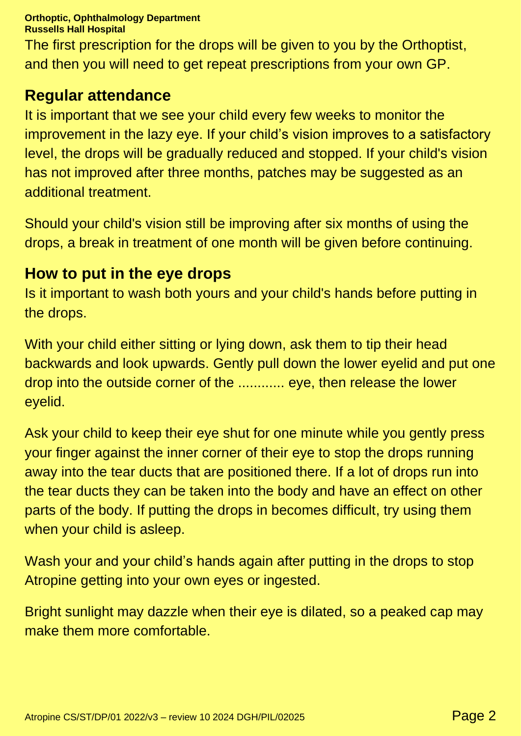The first prescription for the drops will be given to you by the Orthoptist, and then you will need to get repeat prescriptions from your own GP.

## Regular attendance

It is important that we see your child every few weeks to monitor the improvement in the lazy eye. If your child's vision improves to a satisfactory level, the drops will be gradually reduced and stopped. If your child's vision has not improved after three months, patches may be suggested as an additional treatment.

Should your child's vision still be improving after six months of using the drops, a break in treatment of one month will be given before continuing.

## How to put in the eye drops

Is it important to wash both yours and your child's hands before putting in the drops.

With your child either sitting or lying down, ask them to tip their head backwards and look upwards. Gently pull down the lower eyelid and put one drop into the outside corner of the ............ eye, then release the lower eyelid.

Ask your child to keep their eye shut for one minute while you gently press your finger against the inner corner of their eye to stop the drops running away into the tear ducts that are positioned there. If a lot of drops run into the tear ducts they can be taken into the body and have an effect on other parts of the body. If putting the drops in becomes difficult, try using them when your child is asleep.

Wash your and your child's hands again after putting in the drops to stop Atropine getting into your own eyes or ingested.

Bright sunlight may dazzle when their eye is dilated, so a peaked cap may make them more comfortable.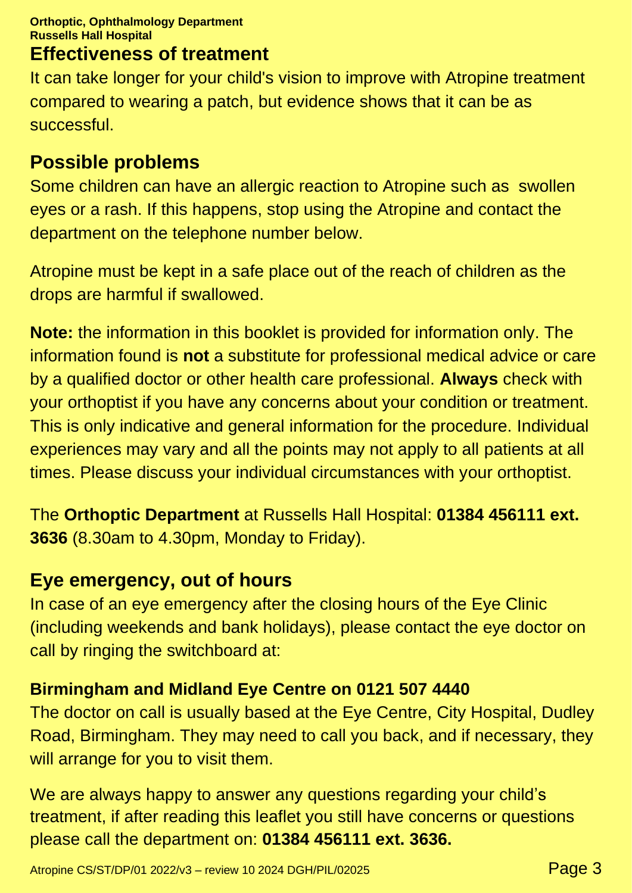## Effectiveness of treatment

It can take longer for your child's vision to improve with Atropine treatment compared to wearing a patch, but evidence shows that it can be as successful.

## Possible problems

Some children can have an allergic reaction to Atropine such as swollen eyes or a rash. If this happens, stop using the Atropine and contact the department on the telephone number below.

Atropine must be kept in a safe place out of the reach of children as the drops are harmful if swallowed.

**Note:** the information in this booklet is provided for information only. The information found is **not** a substitute for professional medical advice or care by a qualified doctor or other health care professional. **Always** check with your orthoptist if you have any concerns about your condition or treatment. This is only indicative and general information for the procedure. Individual experiences may vary and all the points may not apply to all patients at all times. Please discuss your individual circumstances with your orthoptist.

The **Orthoptic Department** at Russells Hall Hospital: **01384 456111 ext. 3636** (8.30am to 4.30pm, Monday to Friday).

## Eye emergency, out of hours

In case of an eye emergency after the closing hours of the Eye Clinic (including weekends and bank holidays), please contact the eye doctor on call by ringing the switchboard at:

**Birmingham and Midland Eye Centre on 0121 507 4440**

The doctor on call is usually based at the Eye Centre, City Hospital, Dudley Road, Birmingham. They may need to call you back, and if necessary, they will arrange for you to visit them.

We are always happy to answer any questions regarding your child's treatment, if after reading this leaflet you still have concerns or questions please call the department on: **01384 456111 ext. 3636.**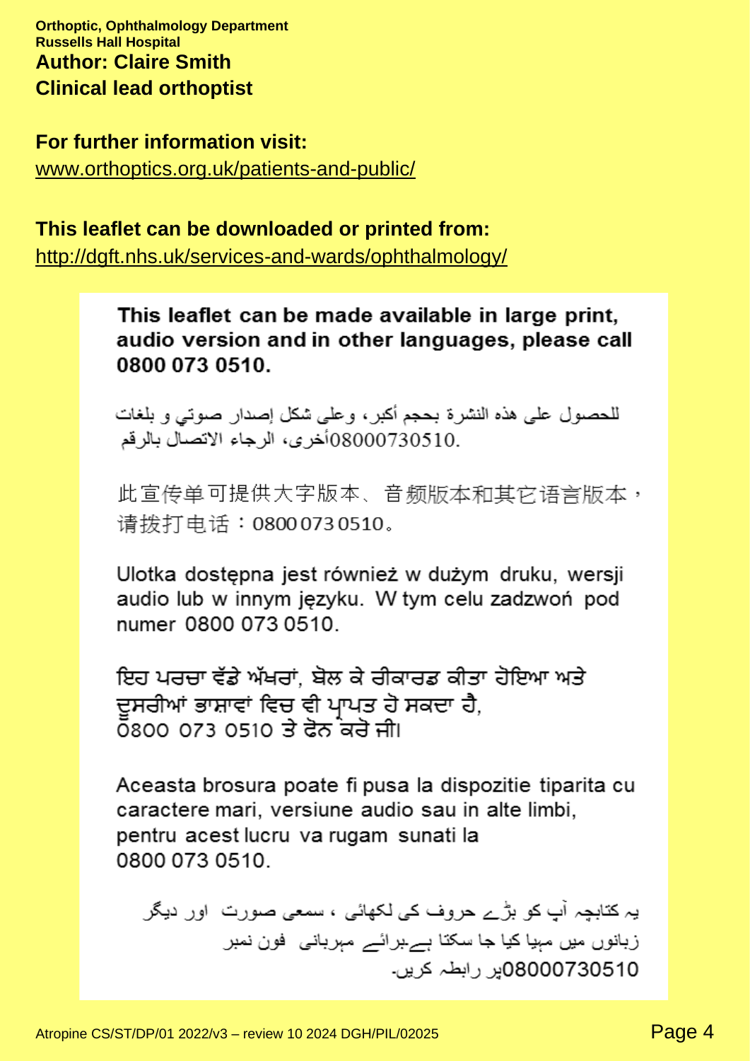**Orthoptic, Ophthalmology Department**
**Russells Hall Hospital**
**Author: Claire Smith**
**Clinical lead orthoptist**

**For further information visit:**
www.orthoptics.org.uk/patients-and-public/

**This leaflet can be downloaded or printed from:**
http://dgft.nhs.uk/services-and-wards/ophthalmology/

**This leaflet can be made available in large print, audio version and in other languages, please call 0800 073 0510.**

للحصول على هذه النشرة بحجم أكبر، وعلى شكل إصدار صوتي و بلغات أخرى، الرجاء الاتصال بالرقم 08000730510.

此宣传单可提供大字版本、音频版本和其它语言版本，请拨打电话：0800 073 0510。

Ulotka dostępna jest również w dużym druku, wersji audio lub w innym języku. W tym celu zadzwoń pod numer 0800 073 0510.

ਇਹ ਪਰਚਾ ਵੱਡੇ ਅੱਖਰਾਂ, ਬੋਲ ਕੇ ਰੀਕਾਰਡ ਕੀਤਾ ਹੋਇਆ ਅਤੇ ਦੂਸਰੀਆਂ ਭਾਸ਼ਾਵਾਂ ਵਿਚ ਵੀ ਪ੍ਰਾਪਤ ਹੋ ਸਕਦਾ ਹੈ, 0800 073 0510 ਤੇ ਫੋਨ ਕਰੋ ਜੀ।

Aceasta brosura poate fi pusa la dispozitie tiparita cu caractere mari, versiune audio sau in alte limbi, pentru acest lucru va rugam sunati la 0800 073 0510.

یہ کتابچہ آپ کو بڑے حروف کی لکھائی ، سمعی صورت اور دیگر زبانوں میں مہیا کیا جا سکتا ہےبرائے مہربانی فون نمبر 08000730510پر رابطہ کریں۔

Atropine CS/ST/DP/01 2022/v3 – review 10 2024 DGH/PIL/02025